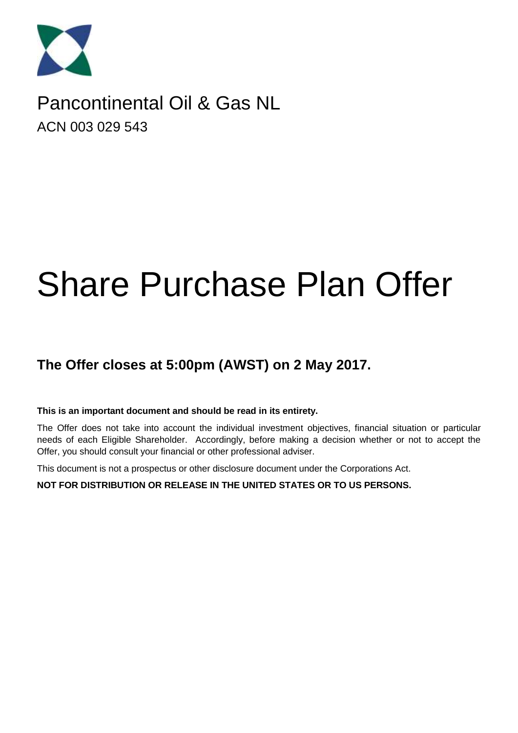Pancontinental Oil & Gas NL

ACN 003 029 543

# Share Purchase Plan Offer

## The Offer closes at 5:00pm (AWST) on 2 May 2017.

**This is an important document and should be read in its entirety.**

The Offer does not take into account the individual investment objectives, financial situation or particular needs of each Eligible Shareholder. Accordingly, before making a decision whether or not to accept the Offer, you should consult your financial or other professional adviser.

This document is not a prospectus or other disclosure document under the Corporations Act.

**NOT FOR DISTRIBUTION OR RELEASE IN THE UNITED STATES OR TO US PERSONS.**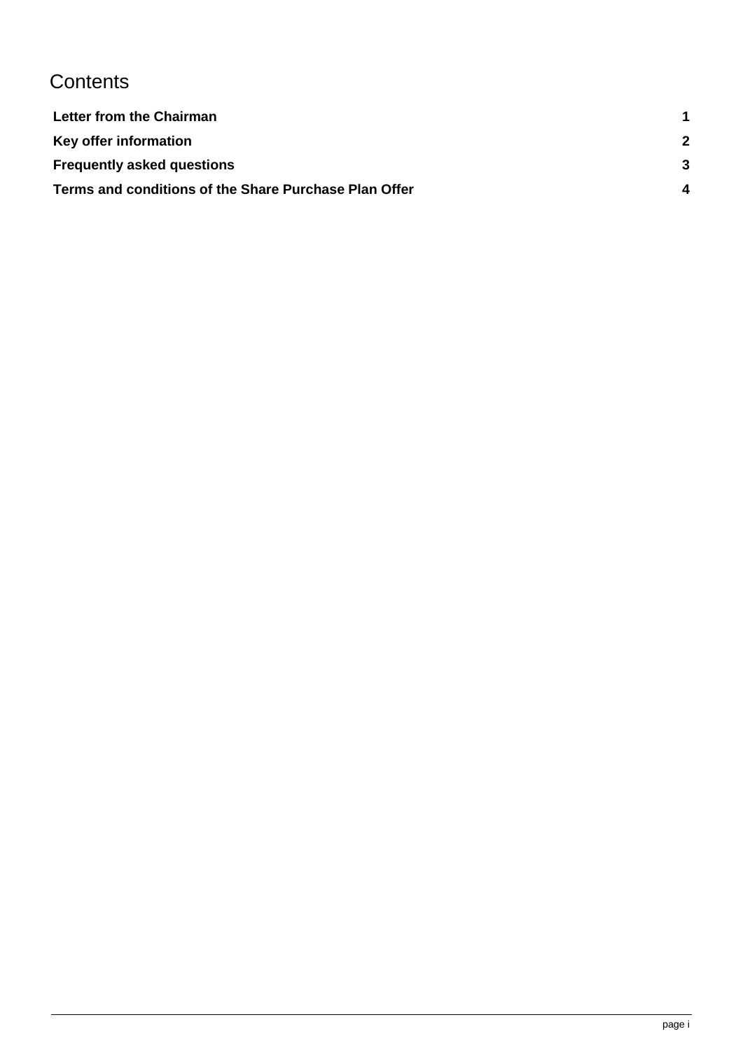# Contents

| | |
|---|---|
| **Letter from the Chairman** | **1** |
| **Key offer information** | **2** |
| **Frequently asked questions** | **3** |
| **Terms and conditions of the Share Purchase Plan Offer** | **4** |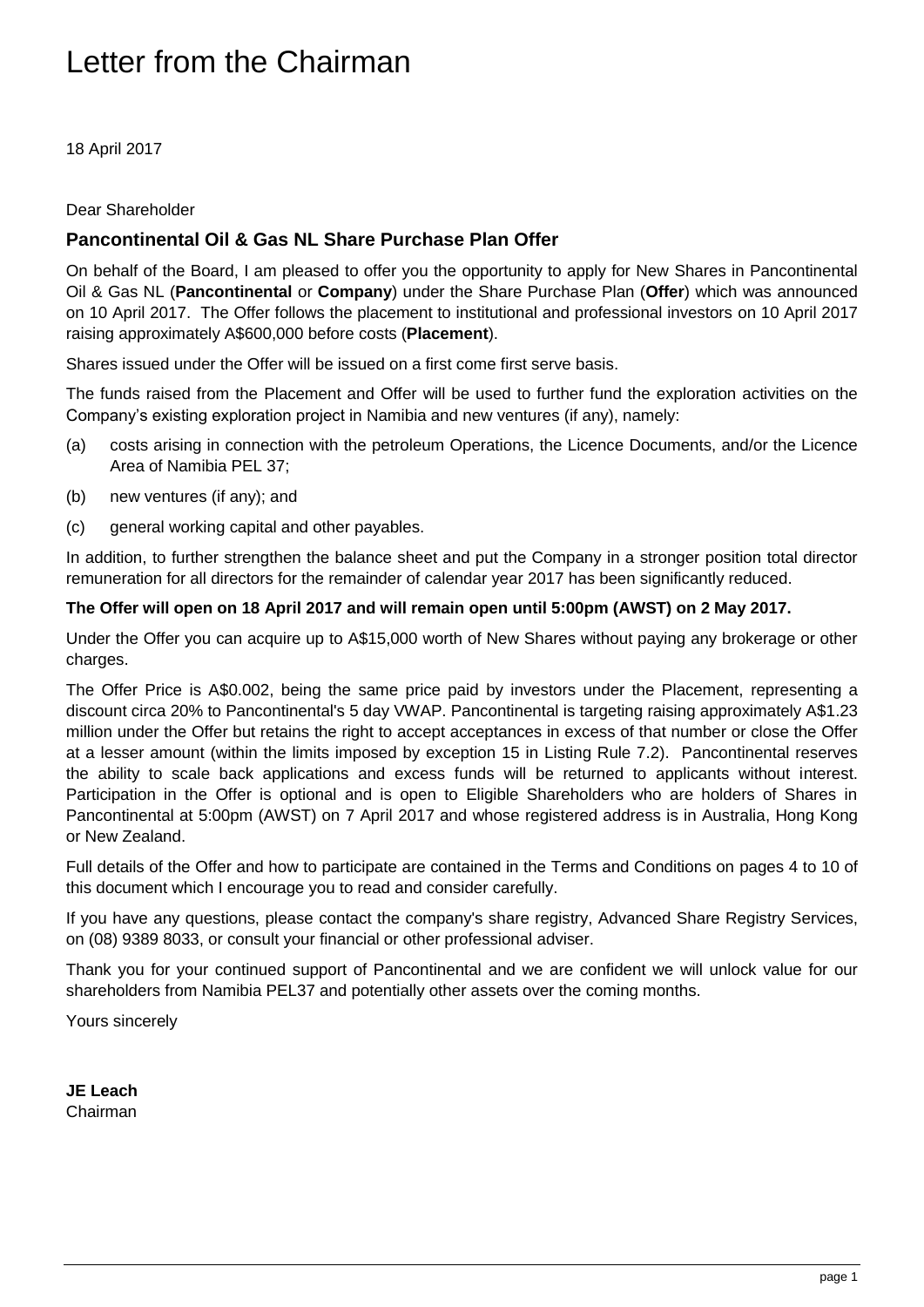# Letter from the Chairman

18 April 2017

Dear Shareholder

## Pancontinental Oil & Gas NL Share Purchase Plan Offer

On behalf of the Board, I am pleased to offer you the opportunity to apply for New Shares in Pancontinental Oil & Gas NL (**Pancontinental** or **Company**) under the Share Purchase Plan (**Offer**) which was announced on 10 April 2017. The Offer follows the placement to institutional and professional investors on 10 April 2017 raising approximately A$600,000 before costs (**Placement**).

Shares issued under the Offer will be issued on a first come first serve basis.

The funds raised from the Placement and Offer will be used to further fund the exploration activities on the Company's existing exploration project in Namibia and new ventures (if any), namely:

(a) costs arising in connection with the petroleum Operations, the Licence Documents, and/or the Licence Area of Namibia PEL 37;

(b) new ventures (if any); and

(c) general working capital and other payables.

In addition, to further strengthen the balance sheet and put the Company in a stronger position total director remuneration for all directors for the remainder of calendar year 2017 has been significantly reduced.

**The Offer will open on 18 April 2017 and will remain open until 5:00pm (AWST) on 2 May 2017.**

Under the Offer you can acquire up to A$15,000 worth of New Shares without paying any brokerage or other charges.

The Offer Price is A$0.002, being the same price paid by investors under the Placement, representing a discount circa 20% to Pancontinental's 5 day VWAP. Pancontinental is targeting raising approximately A$1.23 million under the Offer but retains the right to accept acceptances in excess of that number or close the Offer at a lesser amount (within the limits imposed by exception 15 in Listing Rule 7.2). Pancontinental reserves the ability to scale back applications and excess funds will be returned to applicants without interest. Participation in the Offer is optional and is open to Eligible Shareholders who are holders of Shares in Pancontinental at 5:00pm (AWST) on 7 April 2017 and whose registered address is in Australia, Hong Kong or New Zealand.

Full details of the Offer and how to participate are contained in the Terms and Conditions on pages 4 to 10 of this document which I encourage you to read and consider carefully.

If you have any questions, please contact the company's share registry, Advanced Share Registry Services, on (08) 9389 8033, or consult your financial or other professional adviser.

Thank you for your continued support of Pancontinental and we are confident we will unlock value for our shareholders from Namibia PEL37 and potentially other assets over the coming months.

Yours sincerely

**JE Leach**
Chairman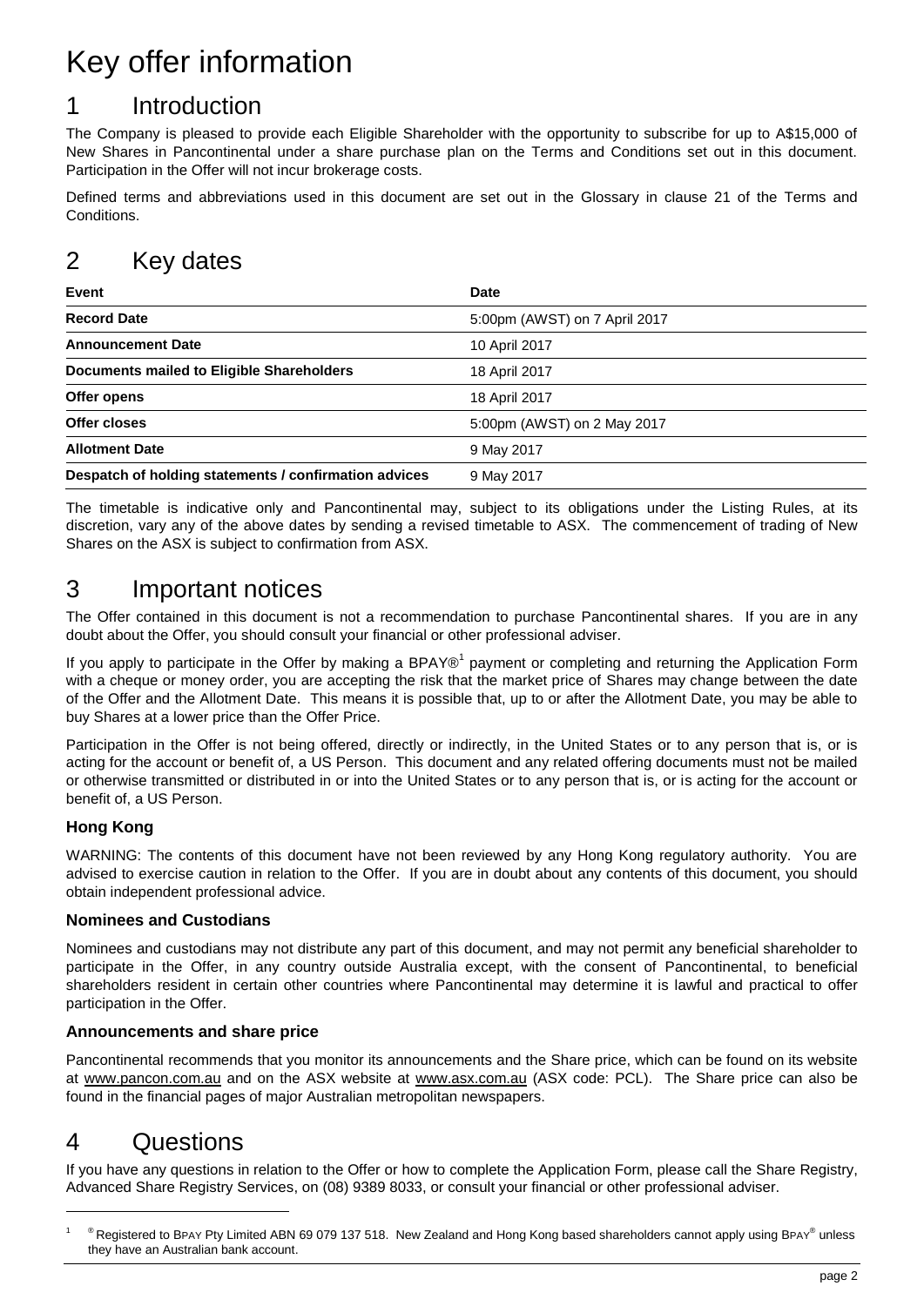# Key offer information

## 1 Introduction

The Company is pleased to provide each Eligible Shareholder with the opportunity to subscribe for up to A$15,000 of New Shares in Pancontinental under a share purchase plan on the Terms and Conditions set out in this document. Participation in the Offer will not incur brokerage costs.

Defined terms and abbreviations used in this document are set out in the Glossary in clause 21 of the Terms and Conditions.

## 2 Key dates

| Event | Date |
|---|---|
| **Record Date** | 5:00pm (AWST) on 7 April 2017 |
| **Announcement Date** | 10 April 2017 |
| **Documents mailed to Eligible Shareholders** | 18 April 2017 |
| **Offer opens** | 18 April 2017 |
| **Offer closes** | 5:00pm (AWST) on 2 May 2017 |
| **Allotment Date** | 9 May 2017 |
| **Despatch of holding statements / confirmation advices** | 9 May 2017 |

The timetable is indicative only and Pancontinental may, subject to its obligations under the Listing Rules, at its discretion, vary any of the above dates by sending a revised timetable to ASX. The commencement of trading of New Shares on the ASX is subject to confirmation from ASX.

## 3 Important notices

The Offer contained in this document is not a recommendation to purchase Pancontinental shares. If you are in any doubt about the Offer, you should consult your financial or other professional adviser.

If you apply to participate in the Offer by making a BPAY®[1] payment or completing and returning the Application Form with a cheque or money order, you are accepting the risk that the market price of Shares may change between the date of the Offer and the Allotment Date. This means it is possible that, up to or after the Allotment Date, you may be able to buy Shares at a lower price than the Offer Price.

Participation in the Offer is not being offered, directly or indirectly, in the United States or to any person that is, or is acting for the account or benefit of, a US Person. This document and any related offering documents must not be mailed or otherwise transmitted or distributed in or into the United States or to any person that is, or is acting for the account or benefit of, a US Person.

### Hong Kong

WARNING: The contents of this document have not been reviewed by any Hong Kong regulatory authority. You are advised to exercise caution in relation to the Offer. If you are in doubt about any contents of this document, you should obtain independent professional advice.

### Nominees and Custodians

Nominees and custodians may not distribute any part of this document, and may not permit any beneficial shareholder to participate in the Offer, in any country outside Australia except, with the consent of Pancontinental, to beneficial shareholders resident in certain other countries where Pancontinental may determine it is lawful and practical to offer participation in the Offer.

### Announcements and share price

Pancontinental recommends that you monitor its announcements and the Share price, which can be found on its website at www.pancon.com.au and on the ASX website at www.asx.com.au (ASX code: PCL). The Share price can also be found in the financial pages of major Australian metropolitan newspapers.

## 4 Questions

If you have any questions in relation to the Offer or how to complete the Application Form, please call the Share Registry, Advanced Share Registry Services, on (08) 9389 8033, or consult your financial or other professional adviser.

---

[1] ® Registered to BPAY Pty Limited ABN 69 079 137 518. New Zealand and Hong Kong based shareholders cannot apply using BPAY® unless they have an Australian bank account.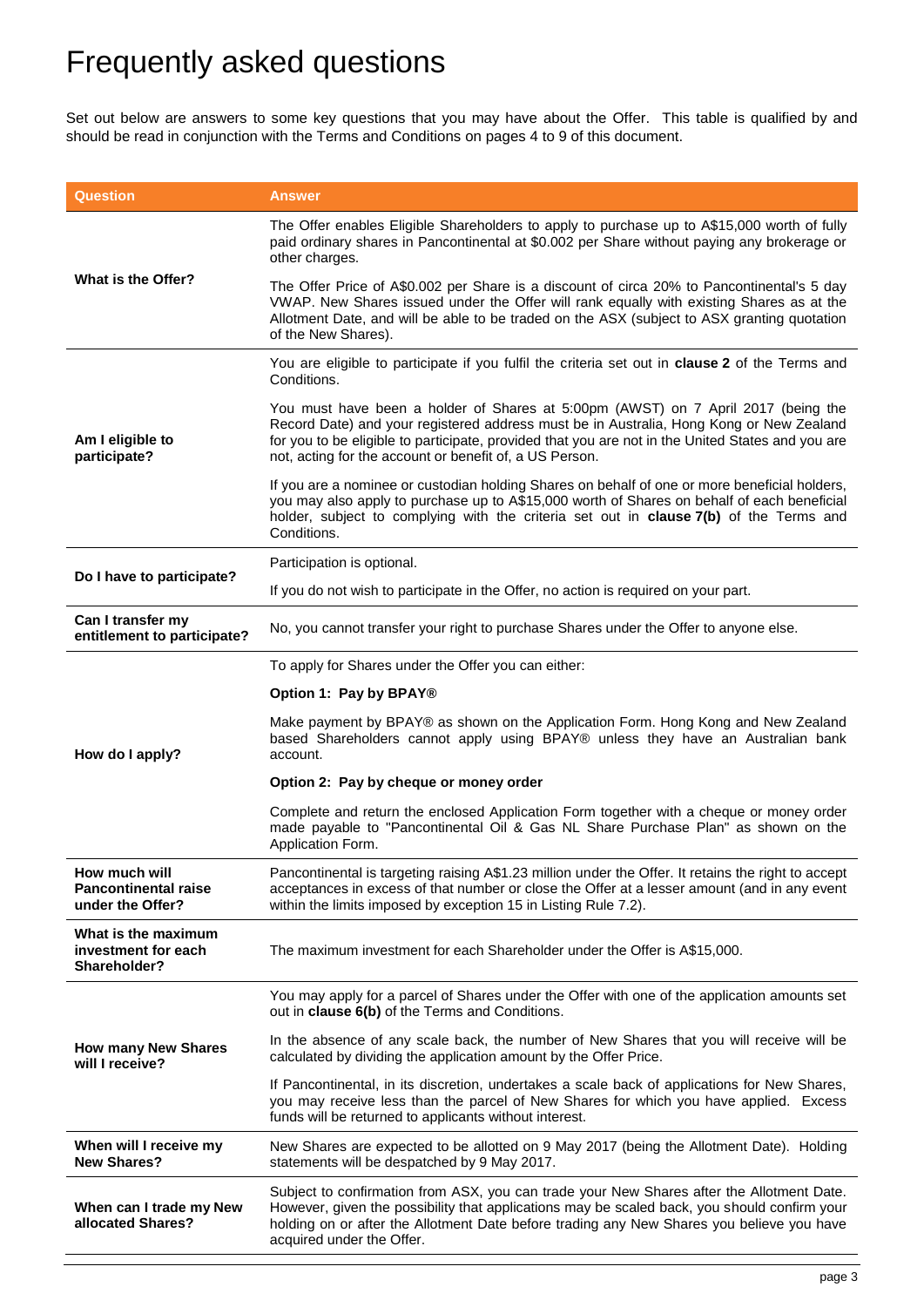# Frequently asked questions

Set out below are answers to some key questions that you may have about the Offer. This table is qualified by and should be read in conjunction with the Terms and Conditions on pages 4 to 9 of this document.

| Question | Answer |
|---|---|
| **What is the Offer?** | The Offer enables Eligible Shareholders to apply to purchase up to A$15,000 worth of fully paid ordinary shares in Pancontinental at $0.002 per Share without paying any brokerage or other charges.<br><br>The Offer Price of A$0.002 per Share is a discount of circa 20% to Pancontinental's 5 day VWAP. New Shares issued under the Offer will rank equally with existing Shares as at the Allotment Date, and will be able to be traded on the ASX (subject to ASX granting quotation of the New Shares). |
| **Am I eligible to participate?** | You are eligible to participate if you fulfil the criteria set out in **clause 2** of the Terms and Conditions.<br><br>You must have been a holder of Shares at 5:00pm (AWST) on 7 April 2017 (being the Record Date) and your registered address must be in Australia, Hong Kong or New Zealand for you to be eligible to participate, provided that you are not in the United States and you are not, acting for the account or benefit of, a US Person.<br><br>If you are a nominee or custodian holding Shares on behalf of one or more beneficial holders, you may also apply to purchase up to A$15,000 worth of Shares on behalf of each beneficial holder, subject to complying with the criteria set out in **clause 7(b)** of the Terms and Conditions. |
| **Do I have to participate?** | Participation is optional.<br><br>If you do not wish to participate in the Offer, no action is required on your part. |
| **Can I transfer my entitlement to participate?** | No, you cannot transfer your right to purchase Shares under the Offer to anyone else. |
| **How do I apply?** | To apply for Shares under the Offer you can either:<br><br>**Option 1: Pay by BPAY®**<br><br>Make payment by BPAY® as shown on the Application Form. Hong Kong and New Zealand based Shareholders cannot apply using BPAY® unless they have an Australian bank account.<br><br>**Option 2: Pay by cheque or money order**<br><br>Complete and return the enclosed Application Form together with a cheque or money order made payable to "Pancontinental Oil & Gas NL Share Purchase Plan" as shown on the Application Form. |
| **How much will Pancontinental raise under the Offer?** | Pancontinental is targeting raising A$1.23 million under the Offer. It retains the right to accept acceptances in excess of that number or close the Offer at a lesser amount (and in any event within the limits imposed by exception 15 in Listing Rule 7.2). |
| **What is the maximum investment for each Shareholder?** | The maximum investment for each Shareholder under the Offer is A$15,000. |
| **How many New Shares will I receive?** | You may apply for a parcel of Shares under the Offer with one of the application amounts set out in **clause 6(b)** of the Terms and Conditions.<br><br>In the absence of any scale back, the number of New Shares that you will receive will be calculated by dividing the application amount by the Offer Price.<br><br>If Pancontinental, in its discretion, undertakes a scale back of applications for New Shares, you may receive less than the parcel of New Shares for which you have applied. Excess funds will be returned to applicants without interest. |
| **When will I receive my New Shares?** | New Shares are expected to be allotted on 9 May 2017 (being the Allotment Date). Holding statements will be despatched by 9 May 2017. |
| **When can I trade my New allocated Shares?** | Subject to confirmation from ASX, you can trade your New Shares after the Allotment Date. However, given the possibility that applications may be scaled back, you should confirm your holding on or after the Allotment Date before trading any New Shares you believe you have acquired under the Offer. |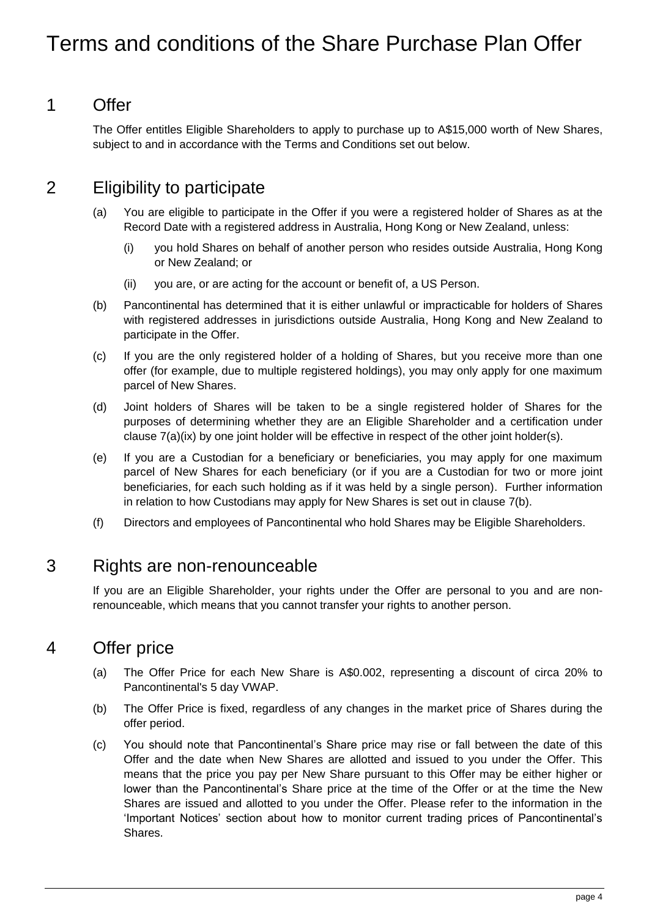# Terms and conditions of the Share Purchase Plan Offer

## 1 Offer

The Offer entitles Eligible Shareholders to apply to purchase up to A$15,000 worth of New Shares, subject to and in accordance with the Terms and Conditions set out below.

## 2 Eligibility to participate

(a) You are eligible to participate in the Offer if you were a registered holder of Shares as at the Record Date with a registered address in Australia, Hong Kong or New Zealand, unless:

  (i) you hold Shares on behalf of another person who resides outside Australia, Hong Kong or New Zealand; or

  (ii) you are, or are acting for the account or benefit of, a US Person.

(b) Pancontinental has determined that it is either unlawful or impracticable for holders of Shares with registered addresses in jurisdictions outside Australia, Hong Kong and New Zealand to participate in the Offer.

(c) If you are the only registered holder of a holding of Shares, but you receive more than one offer (for example, due to multiple registered holdings), you may only apply for one maximum parcel of New Shares.

(d) Joint holders of Shares will be taken to be a single registered holder of Shares for the purposes of determining whether they are an Eligible Shareholder and a certification under clause 7(a)(ix) by one joint holder will be effective in respect of the other joint holder(s).

(e) If you are a Custodian for a beneficiary or beneficiaries, you may apply for one maximum parcel of New Shares for each beneficiary (or if you are a Custodian for two or more joint beneficiaries, for each such holding as if it was held by a single person). Further information in relation to how Custodians may apply for New Shares is set out in clause 7(b).

(f) Directors and employees of Pancontinental who hold Shares may be Eligible Shareholders.

## 3 Rights are non-renounceable

If you are an Eligible Shareholder, your rights under the Offer are personal to you and are non-renounceable, which means that you cannot transfer your rights to another person.

## 4 Offer price

(a) The Offer Price for each New Share is A$0.002, representing a discount of circa 20% to Pancontinental's 5 day VWAP.

(b) The Offer Price is fixed, regardless of any changes in the market price of Shares during the offer period.

(c) You should note that Pancontinental's Share price may rise or fall between the date of this Offer and the date when New Shares are allotted and issued to you under the Offer. This means that the price you pay per New Share pursuant to this Offer may be either higher or lower than the Pancontinental's Share price at the time of the Offer or at the time the New Shares are issued and allotted to you under the Offer. Please refer to the information in the 'Important Notices' section about how to monitor current trading prices of Pancontinental's Shares.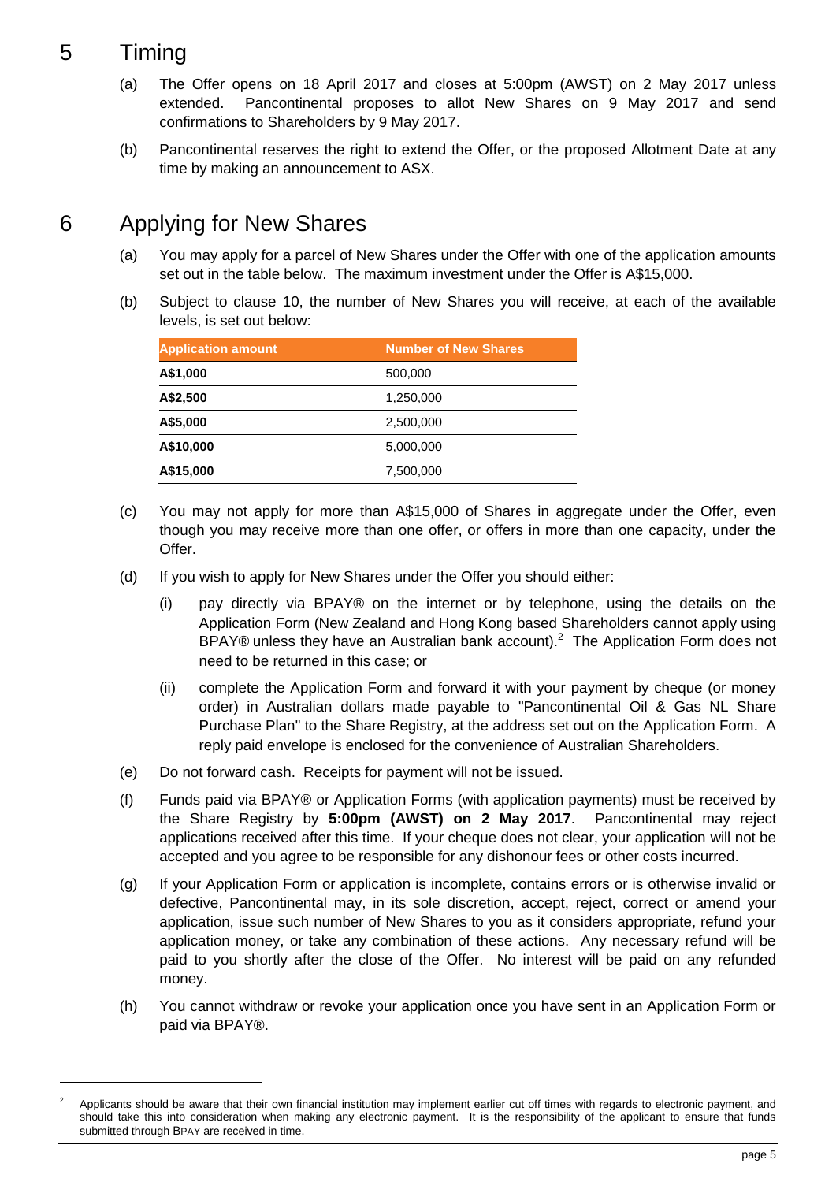# 5 Timing

(a) The Offer opens on 18 April 2017 and closes at 5:00pm (AWST) on 2 May 2017 unless extended. Pancontinental proposes to allot New Shares on 9 May 2017 and send confirmations to Shareholders by 9 May 2017.

(b) Pancontinental reserves the right to extend the Offer, or the proposed Allotment Date at any time by making an announcement to ASX.

# 6 Applying for New Shares

(a) You may apply for a parcel of New Shares under the Offer with one of the application amounts set out in the table below. The maximum investment under the Offer is A$15,000.

(b) Subject to clause 10, the number of New Shares you will receive, at each of the available levels, is set out below:

| Application amount | Number of New Shares |
|---|---|
| **A$1,000** | 500,000 |
| **A$2,500** | 1,250,000 |
| **A$5,000** | 2,500,000 |
| **A$10,000** | 5,000,000 |
| **A$15,000** | 7,500,000 |

(c) You may not apply for more than A$15,000 of Shares in aggregate under the Offer, even though you may receive more than one offer, or offers in more than one capacity, under the Offer.

(d) If you wish to apply for New Shares under the Offer you should either:

(i) pay directly via BPAY® on the internet or by telephone, using the details on the Application Form (New Zealand and Hong Kong based Shareholders cannot apply using BPAY® unless they have an Australian bank account).[2] The Application Form does not need to be returned in this case; or

(ii) complete the Application Form and forward it with your payment by cheque (or money order) in Australian dollars made payable to "Pancontinental Oil & Gas NL Share Purchase Plan" to the Share Registry, at the address set out on the Application Form. A reply paid envelope is enclosed for the convenience of Australian Shareholders.

(e) Do not forward cash. Receipts for payment will not be issued.

(f) Funds paid via BPAY® or Application Forms (with application payments) must be received by the Share Registry by **5:00pm (AWST) on 2 May 2017**. Pancontinental may reject applications received after this time. If your cheque does not clear, your application will not be accepted and you agree to be responsible for any dishonour fees or other costs incurred.

(g) If your Application Form or application is incomplete, contains errors or is otherwise invalid or defective, Pancontinental may, in its sole discretion, accept, reject, correct or amend your application, issue such number of New Shares to you as it considers appropriate, refund your application money, or take any combination of these actions. Any necessary refund will be paid to you shortly after the close of the Offer. No interest will be paid on any refunded money.

(h) You cannot withdraw or revoke your application once you have sent in an Application Form or paid via BPAY®.

---

[2] Applicants should be aware that their own financial institution may implement earlier cut off times with regards to electronic payment, and should take this into consideration when making any electronic payment. It is the responsibility of the applicant to ensure that funds submitted through BPAY are received in time.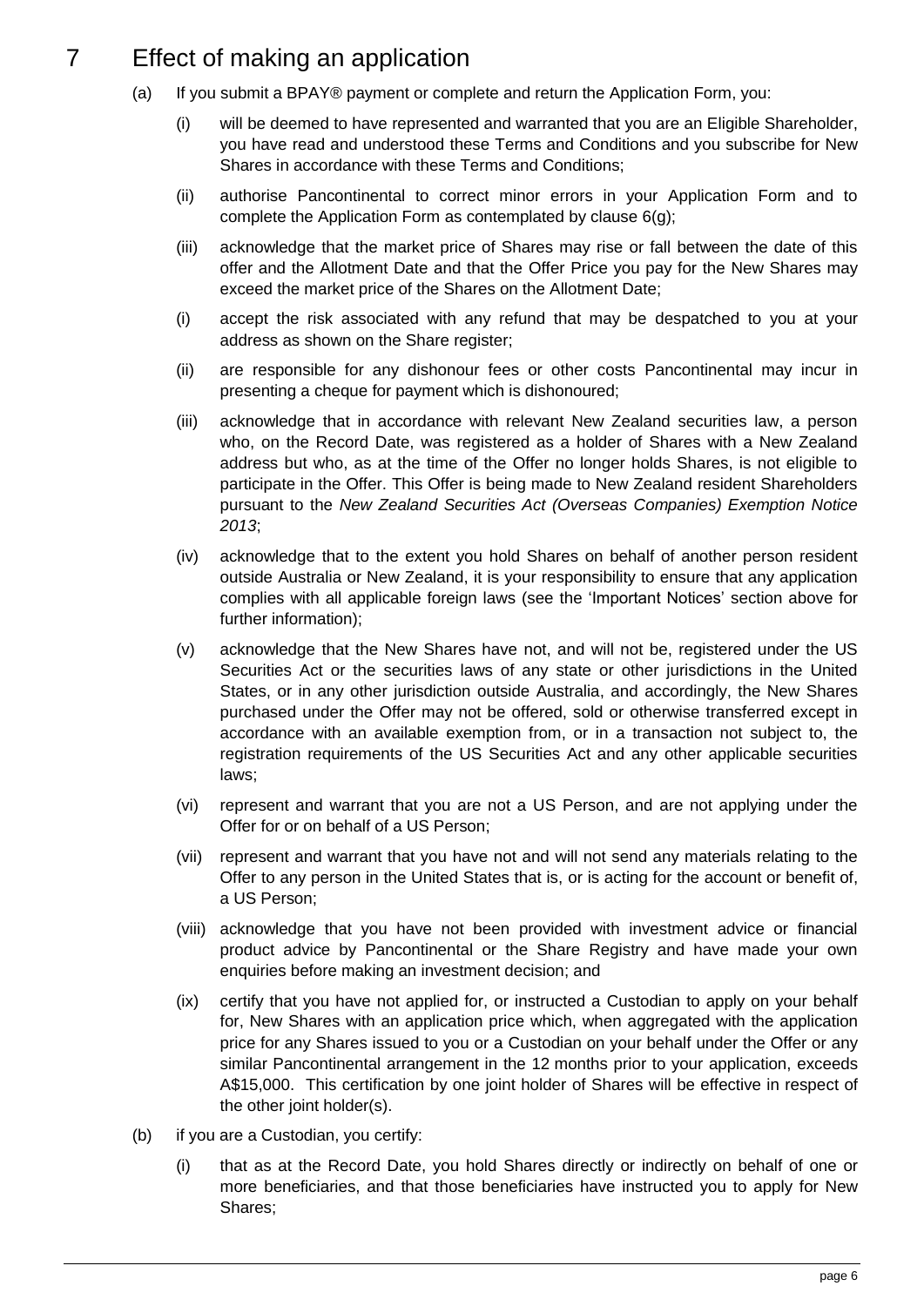# 7 Effect of making an application

(a) If you submit a BPAY® payment or complete and return the Application Form, you:

(i) will be deemed to have represented and warranted that you are an Eligible Shareholder, you have read and understood these Terms and Conditions and you subscribe for New Shares in accordance with these Terms and Conditions;

(ii) authorise Pancontinental to correct minor errors in your Application Form and to complete the Application Form as contemplated by clause 6(g);

(iii) acknowledge that the market price of Shares may rise or fall between the date of this offer and the Allotment Date and that the Offer Price you pay for the New Shares may exceed the market price of the Shares on the Allotment Date;

(i) accept the risk associated with any refund that may be despatched to you at your address as shown on the Share register;

(ii) are responsible for any dishonour fees or other costs Pancontinental may incur in presenting a cheque for payment which is dishonoured;

(iii) acknowledge that in accordance with relevant New Zealand securities law, a person who, on the Record Date, was registered as a holder of Shares with a New Zealand address but who, as at the time of the Offer no longer holds Shares, is not eligible to participate in the Offer. This Offer is being made to New Zealand resident Shareholders pursuant to the *New Zealand Securities Act (Overseas Companies) Exemption Notice 2013*;

(iv) acknowledge that to the extent you hold Shares on behalf of another person resident outside Australia or New Zealand, it is your responsibility to ensure that any application complies with all applicable foreign laws (see the 'Important Notices' section above for further information);

(v) acknowledge that the New Shares have not, and will not be, registered under the US Securities Act or the securities laws of any state or other jurisdictions in the United States, or in any other jurisdiction outside Australia, and accordingly, the New Shares purchased under the Offer may not be offered, sold or otherwise transferred except in accordance with an available exemption from, or in a transaction not subject to, the registration requirements of the US Securities Act and any other applicable securities laws;

(vi) represent and warrant that you are not a US Person, and are not applying under the Offer for or on behalf of a US Person;

(vii) represent and warrant that you have not and will not send any materials relating to the Offer to any person in the United States that is, or is acting for the account or benefit of, a US Person;

(viii) acknowledge that you have not been provided with investment advice or financial product advice by Pancontinental or the Share Registry and have made your own enquiries before making an investment decision; and

(ix) certify that you have not applied for, or instructed a Custodian to apply on your behalf for, New Shares with an application price which, when aggregated with the application price for any Shares issued to you or a Custodian on your behalf under the Offer or any similar Pancontinental arrangement in the 12 months prior to your application, exceeds A$15,000. This certification by one joint holder of Shares will be effective in respect of the other joint holder(s).

(b) if you are a Custodian, you certify:

(i) that as at the Record Date, you hold Shares directly or indirectly on behalf of one or more beneficiaries, and that those beneficiaries have instructed you to apply for New Shares;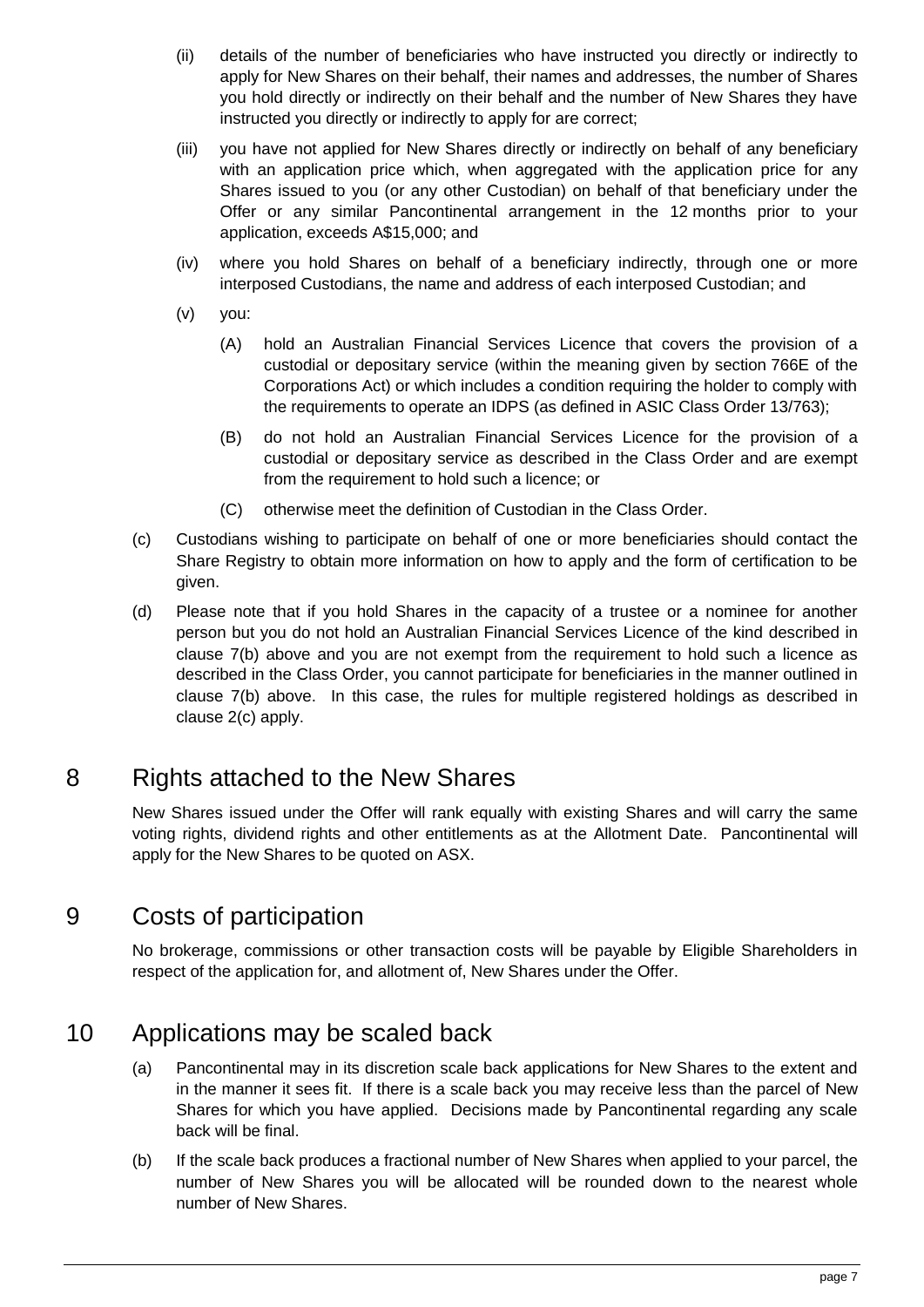(ii) details of the number of beneficiaries who have instructed you directly or indirectly to apply for New Shares on their behalf, their names and addresses, the number of Shares you hold directly or indirectly on their behalf and the number of New Shares they have instructed you directly or indirectly to apply for are correct;

(iii) you have not applied for New Shares directly or indirectly on behalf of any beneficiary with an application price which, when aggregated with the application price for any Shares issued to you (or any other Custodian) on behalf of that beneficiary under the Offer or any similar Pancontinental arrangement in the 12 months prior to your application, exceeds A$15,000; and

(iv) where you hold Shares on behalf of a beneficiary indirectly, through one or more interposed Custodians, the name and address of each interposed Custodian; and

(v) you:

(A) hold an Australian Financial Services Licence that covers the provision of a custodial or depositary service (within the meaning given by section 766E of the Corporations Act) or which includes a condition requiring the holder to comply with the requirements to operate an IDPS (as defined in ASIC Class Order 13/763);

(B) do not hold an Australian Financial Services Licence for the provision of a custodial or depositary service as described in the Class Order and are exempt from the requirement to hold such a licence; or

(C) otherwise meet the definition of Custodian in the Class Order.

(c) Custodians wishing to participate on behalf of one or more beneficiaries should contact the Share Registry to obtain more information on how to apply and the form of certification to be given.

(d) Please note that if you hold Shares in the capacity of a trustee or a nominee for another person but you do not hold an Australian Financial Services Licence of the kind described in clause 7(b) above and you are not exempt from the requirement to hold such a licence as described in the Class Order, you cannot participate for beneficiaries in the manner outlined in clause 7(b) above. In this case, the rules for multiple registered holdings as described in clause 2(c) apply.

## 8 Rights attached to the New Shares

New Shares issued under the Offer will rank equally with existing Shares and will carry the same voting rights, dividend rights and other entitlements as at the Allotment Date. Pancontinental will apply for the New Shares to be quoted on ASX.

## 9 Costs of participation

No brokerage, commissions or other transaction costs will be payable by Eligible Shareholders in respect of the application for, and allotment of, New Shares under the Offer.

## 10 Applications may be scaled back

(a) Pancontinental may in its discretion scale back applications for New Shares to the extent and in the manner it sees fit. If there is a scale back you may receive less than the parcel of New Shares for which you have applied. Decisions made by Pancontinental regarding any scale back will be final.

(b) If the scale back produces a fractional number of New Shares when applied to your parcel, the number of New Shares you will be allocated will be rounded down to the nearest whole number of New Shares.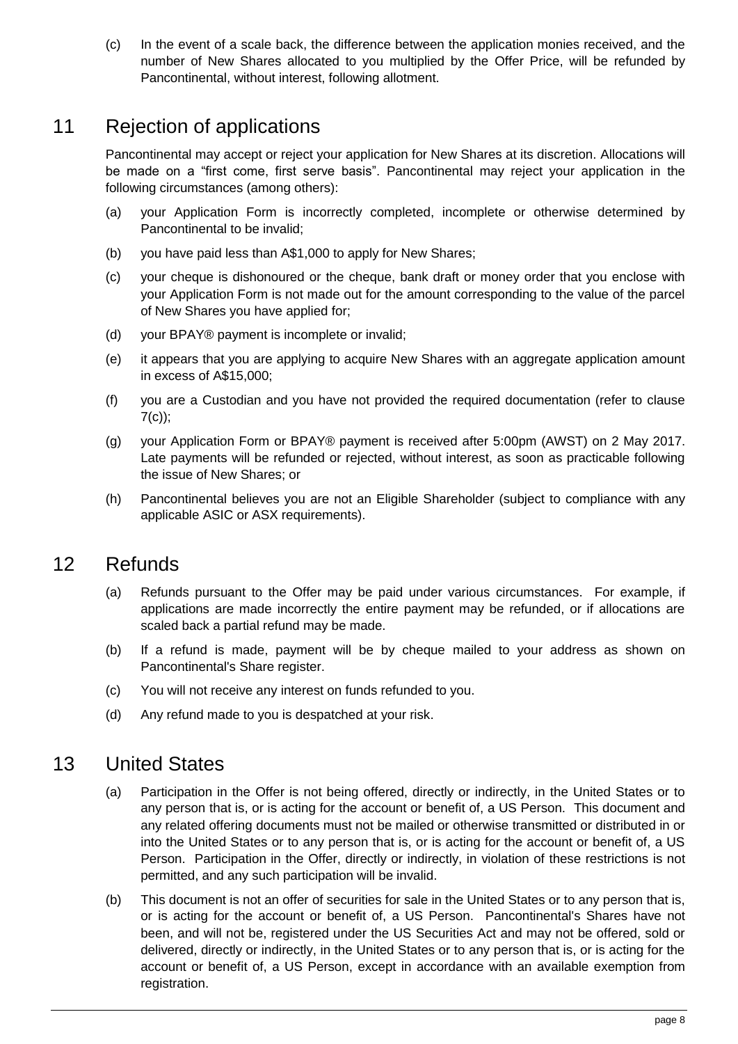(c) In the event of a scale back, the difference between the application monies received, and the number of New Shares allocated to you multiplied by the Offer Price, will be refunded by Pancontinental, without interest, following allotment.

## 11 Rejection of applications

Pancontinental may accept or reject your application for New Shares at its discretion. Allocations will be made on a "first come, first serve basis". Pancontinental may reject your application in the following circumstances (among others):

(a) your Application Form is incorrectly completed, incomplete or otherwise determined by Pancontinental to be invalid;

(b) you have paid less than A$1,000 to apply for New Shares;

(c) your cheque is dishonoured or the cheque, bank draft or money order that you enclose with your Application Form is not made out for the amount corresponding to the value of the parcel of New Shares you have applied for;

(d) your BPAY® payment is incomplete or invalid;

(e) it appears that you are applying to acquire New Shares with an aggregate application amount in excess of A$15,000;

(f) you are a Custodian and you have not provided the required documentation (refer to clause 7(c));

(g) your Application Form or BPAY® payment is received after 5:00pm (AWST) on 2 May 2017. Late payments will be refunded or rejected, without interest, as soon as practicable following the issue of New Shares; or

(h) Pancontinental believes you are not an Eligible Shareholder (subject to compliance with any applicable ASIC or ASX requirements).

## 12 Refunds

(a) Refunds pursuant to the Offer may be paid under various circumstances. For example, if applications are made incorrectly the entire payment may be refunded, or if allocations are scaled back a partial refund may be made.

(b) If a refund is made, payment will be by cheque mailed to your address as shown on Pancontinental's Share register.

(c) You will not receive any interest on funds refunded to you.

(d) Any refund made to you is despatched at your risk.

## 13 United States

(a) Participation in the Offer is not being offered, directly or indirectly, in the United States or to any person that is, or is acting for the account or benefit of, a US Person. This document and any related offering documents must not be mailed or otherwise transmitted or distributed in or into the United States or to any person that is, or is acting for the account or benefit of, a US Person. Participation in the Offer, directly or indirectly, in violation of these restrictions is not permitted, and any such participation will be invalid.

(b) This document is not an offer of securities for sale in the United States or to any person that is, or is acting for the account or benefit of, a US Person. Pancontinental's Shares have not been, and will not be, registered under the US Securities Act and may not be offered, sold or delivered, directly or indirectly, in the United States or to any person that is, or is acting for the account or benefit of, a US Person, except in accordance with an available exemption from registration.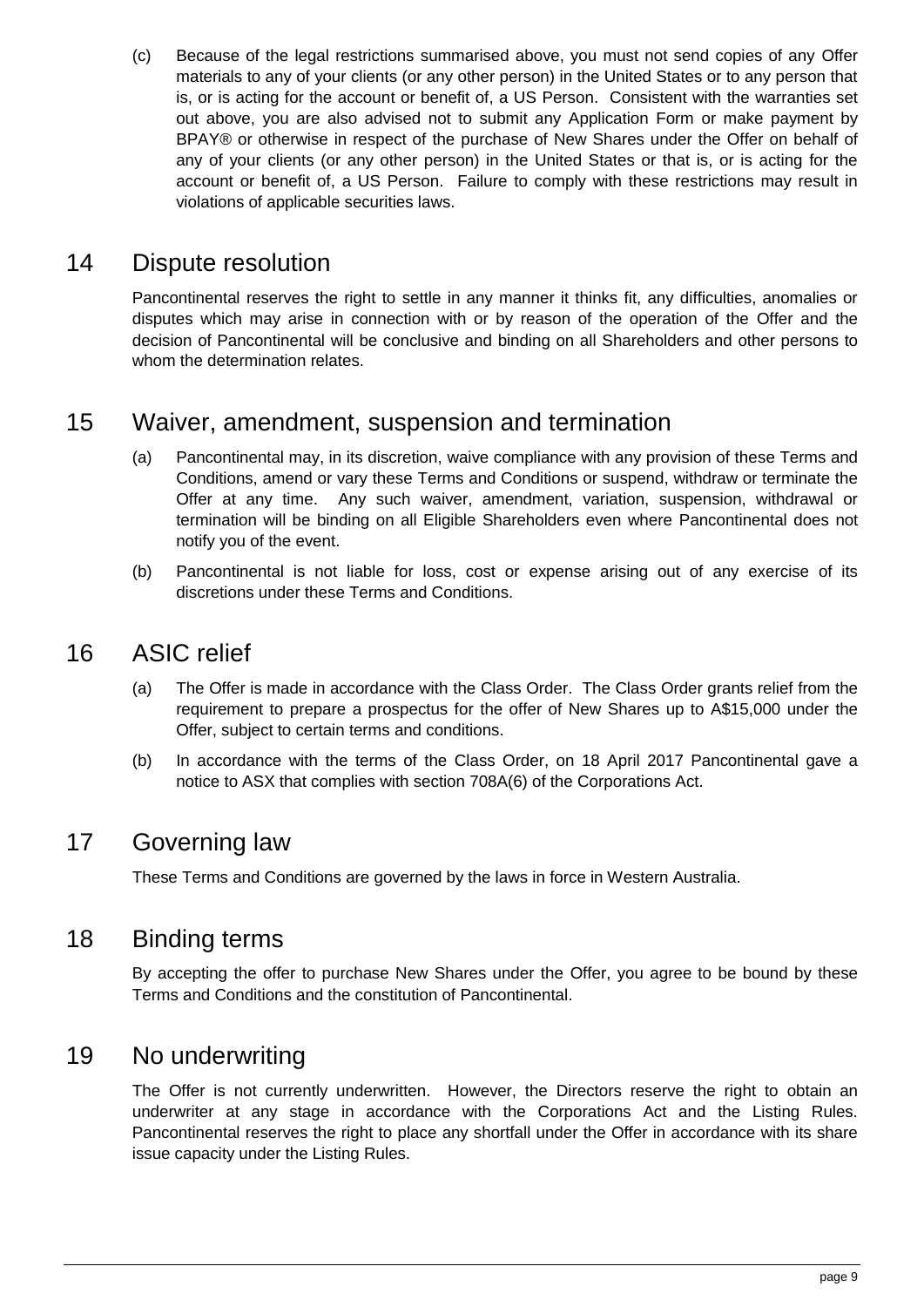(c) Because of the legal restrictions summarised above, you must not send copies of any Offer materials to any of your clients (or any other person) in the United States or to any person that is, or is acting for the account or benefit of, a US Person. Consistent with the warranties set out above, you are also advised not to submit any Application Form or make payment by BPAY® or otherwise in respect of the purchase of New Shares under the Offer on behalf of any of your clients (or any other person) in the United States or that is, or is acting for the account or benefit of, a US Person. Failure to comply with these restrictions may result in violations of applicable securities laws.

## 14 Dispute resolution

Pancontinental reserves the right to settle in any manner it thinks fit, any difficulties, anomalies or disputes which may arise in connection with or by reason of the operation of the Offer and the decision of Pancontinental will be conclusive and binding on all Shareholders and other persons to whom the determination relates.

## 15 Waiver, amendment, suspension and termination

(a) Pancontinental may, in its discretion, waive compliance with any provision of these Terms and Conditions, amend or vary these Terms and Conditions or suspend, withdraw or terminate the Offer at any time. Any such waiver, amendment, variation, suspension, withdrawal or termination will be binding on all Eligible Shareholders even where Pancontinental does not notify you of the event.

(b) Pancontinental is not liable for loss, cost or expense arising out of any exercise of its discretions under these Terms and Conditions.

## 16 ASIC relief

(a) The Offer is made in accordance with the Class Order. The Class Order grants relief from the requirement to prepare a prospectus for the offer of New Shares up to A$15,000 under the Offer, subject to certain terms and conditions.

(b) In accordance with the terms of the Class Order, on 18 April 2017 Pancontinental gave a notice to ASX that complies with section 708A(6) of the Corporations Act.

## 17 Governing law

These Terms and Conditions are governed by the laws in force in Western Australia.

## 18 Binding terms

By accepting the offer to purchase New Shares under the Offer, you agree to be bound by these Terms and Conditions and the constitution of Pancontinental.

## 19 No underwriting

The Offer is not currently underwritten. However, the Directors reserve the right to obtain an underwriter at any stage in accordance with the Corporations Act and the Listing Rules. Pancontinental reserves the right to place any shortfall under the Offer in accordance with its share issue capacity under the Listing Rules.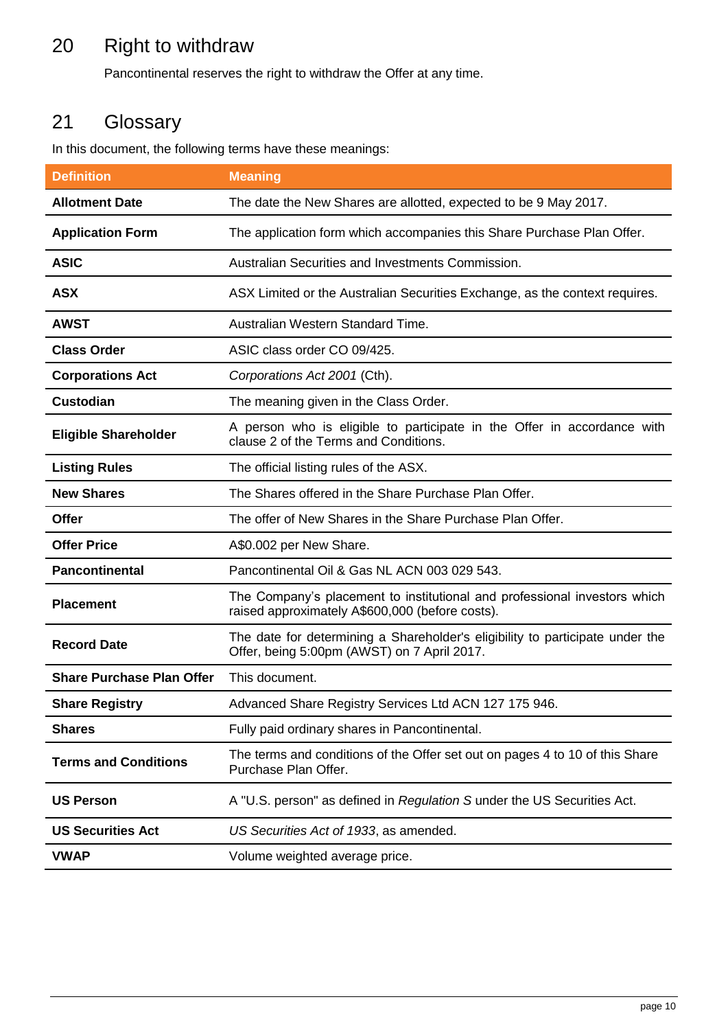## 20 Right to withdraw

Pancontinental reserves the right to withdraw the Offer at any time.

## 21 Glossary

In this document, the following terms have these meanings:

| Definition | Meaning |
|---|---|
| **Allotment Date** | The date the New Shares are allotted, expected to be 9 May 2017. |
| **Application Form** | The application form which accompanies this Share Purchase Plan Offer. |
| **ASIC** | Australian Securities and Investments Commission. |
| **ASX** | ASX Limited or the Australian Securities Exchange, as the context requires. |
| **AWST** | Australian Western Standard Time. |
| **Class Order** | ASIC class order CO 09/425. |
| **Corporations Act** | *Corporations Act 2001* (Cth). |
| **Custodian** | The meaning given in the Class Order. |
| **Eligible Shareholder** | A person who is eligible to participate in the Offer in accordance with clause 2 of the Terms and Conditions. |
| **Listing Rules** | The official listing rules of the ASX. |
| **New Shares** | The Shares offered in the Share Purchase Plan Offer. |
| **Offer** | The offer of New Shares in the Share Purchase Plan Offer. |
| **Offer Price** | A$0.002 per New Share. |
| **Pancontinental** | Pancontinental Oil & Gas NL ACN 003 029 543. |
| **Placement** | The Company's placement to institutional and professional investors which raised approximately A$600,000 (before costs). |
| **Record Date** | The date for determining a Shareholder's eligibility to participate under the Offer, being 5:00pm (AWST) on 7 April 2017. |
| **Share Purchase Plan Offer** | This document. |
| **Share Registry** | Advanced Share Registry Services Ltd ACN 127 175 946. |
| **Shares** | Fully paid ordinary shares in Pancontinental. |
| **Terms and Conditions** | The terms and conditions of the Offer set out on pages 4 to 10 of this Share Purchase Plan Offer. |
| **US Person** | A "U.S. person" as defined in *Regulation S* under the US Securities Act. |
| **US Securities Act** | *US Securities Act of 1933*, as amended. |
| **VWAP** | Volume weighted average price. |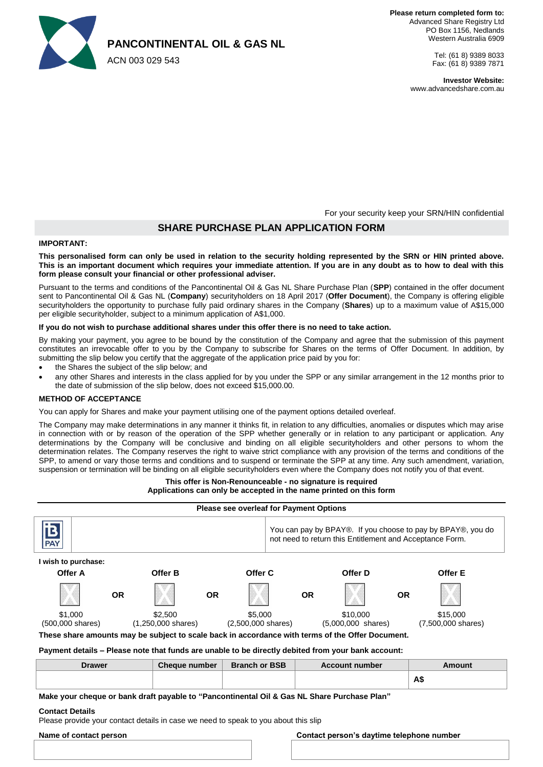**PANCONTINENTAL OIL & GAS NL**

ACN 003 029 543

**Please return completed form to:**
Advanced Share Registry Ltd
PO Box 1156, Nedlands
Western Australia 6909

Tel: (61 8) 9389 8033
Fax: (61 8) 9389 7871

**Investor Website:**
www.advancedshare.com.au

For your security keep your SRN/HIN confidential

## SHARE PURCHASE PLAN APPLICATION FORM

**IMPORTANT:**

**This personalised form can only be used in relation to the security holding represented by the SRN or HIN printed above. This is an important document which requires your immediate attention. If you are in any doubt as to how to deal with this form please consult your financial or other professional adviser.**

Pursuant to the terms and conditions of the Pancontinental Oil & Gas NL Share Purchase Plan (**SPP**) contained in the offer document sent to Pancontinental Oil & Gas NL (**Company**) securityholders on 18 April 2017 (**Offer Document**), the Company is offering eligible securityholders the opportunity to purchase fully paid ordinary shares in the Company (**Shares**) up to a maximum value of A$15,000 per eligible securityholder, subject to a minimum application of A$1,000.

**If you do not wish to purchase additional shares under this offer there is no need to take action.**

By making your payment, you agree to be bound by the constitution of the Company and agree that the submission of this payment constitutes an irrevocable offer to you by the Company to subscribe for Shares on the terms of Offer Document. In addition, by submitting the slip below you certify that the aggregate of the application price paid by you for:

- the Shares the subject of the slip below; and
- any other Shares and interests in the class applied for by you under the SPP or any similar arrangement in the 12 months prior to the date of submission of the slip below, does not exceed $15,000.00.

**METHOD OF ACCEPTANCE**

You can apply for Shares and make your payment utilising one of the payment options detailed overleaf.

The Company may make determinations in any manner it thinks fit, in relation to any difficulties, anomalies or disputes which may arise in connection with or by reason of the operation of the SPP whether generally or in relation to any participant or application. Any determinations by the Company will be conclusive and binding on all eligible securityholders and other persons to whom the determination relates. The Company reserves the right to waive strict compliance with any provision of the terms and conditions of the SPP, to amend or vary those terms and conditions and to suspend or terminate the SPP at any time. Any such amendment, variation, suspension or termination will be binding on all eligible securityholders even where the Company does not notify you of that event.

**This offer is Non-Renounceable - no signature is required**
**Applications can only be accepted in the name printed on this form**

**Please see overleaf for Payment Options**

BPAY | | You can pay by BPAY®. If you choose to pay by BPAY®, you do not need to return this Entitlement and Acceptance Form.

**I wish to purchase:**

| Offer A | | Offer B | | Offer C | | Offer D | | Offer E |
|---|---|---|---|---|---|---|---|---|
| ☐ | OR | ☐ | OR | ☐ | OR | ☐ | OR | ☐ |
| $1,000 (500,000 shares) | | $2,500 (1,250,000 shares) | | $5,000 (2,500,000 shares) | | $10,000 (5,000,000 shares) | | $15,000 (7,500,000 shares) |

**These share amounts may be subject to scale back in accordance with terms of the Offer Document.**

**Payment details – Please note that funds are unable to be directly debited from your bank account:**

| Drawer | Cheque number | Branch or BSB | Account number | Amount |
|---|---|---|---|---|
| | | | | A$ |

**Make your cheque or bank draft payable to "Pancontinental Oil & Gas NL Share Purchase Plan"**

**Contact Details**
Please provide your contact details in case we need to speak to you about this slip

| Name of contact person | Contact person's daytime telephone number |
|---|---|
| | |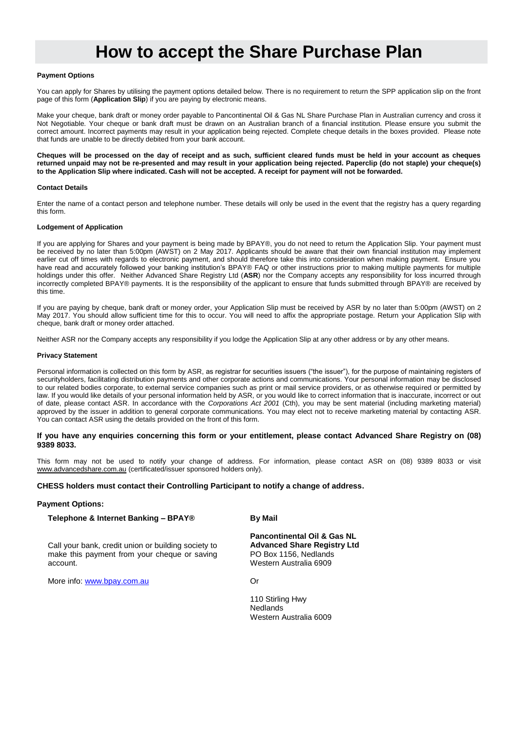# How to accept the Share Purchase Plan

**Payment Options**

You can apply for Shares by utilising the payment options detailed below. There is no requirement to return the SPP application slip on the front page of this form (**Application Slip**) if you are paying by electronic means.

Make your cheque, bank draft or money order payable to Pancontinental Oil & Gas NL Share Purchase Plan in Australian currency and cross it Not Negotiable. Your cheque or bank draft must be drawn on an Australian branch of a financial institution. Please ensure you submit the correct amount. Incorrect payments may result in your application being rejected. Complete cheque details in the boxes provided. Please note that funds are unable to be directly debited from your bank account.

**Cheques will be processed on the day of receipt and as such, sufficient cleared funds must be held in your account as cheques returned unpaid may not be re-presented and may result in your application being rejected. Paperclip (do not staple) your cheque(s) to the Application Slip where indicated. Cash will not be accepted. A receipt for payment will not be forwarded.**

**Contact Details**

Enter the name of a contact person and telephone number. These details will only be used in the event that the registry has a query regarding this form.

**Lodgement of Application**

If you are applying for Shares and your payment is being made by BPAY®, you do not need to return the Application Slip. Your payment must be received by no later than 5:00pm (AWST) on 2 May 2017. Applicants should be aware that their own financial institution may implement earlier cut off times with regards to electronic payment, and should therefore take this into consideration when making payment. Ensure you have read and accurately followed your banking institution's BPAY® FAQ or other instructions prior to making multiple payments for multiple holdings under this offer. Neither Advanced Share Registry Ltd (**ASR**) nor the Company accepts any responsibility for loss incurred through incorrectly completed BPAY® payments. It is the responsibility of the applicant to ensure that funds submitted through BPAY® are received by this time.

If you are paying by cheque, bank draft or money order, your Application Slip must be received by ASR by no later than 5:00pm (AWST) on 2 May 2017. You should allow sufficient time for this to occur. You will need to affix the appropriate postage. Return your Application Slip with cheque, bank draft or money order attached.

Neither ASR nor the Company accepts any responsibility if you lodge the Application Slip at any other address or by any other means.

**Privacy Statement**

Personal information is collected on this form by ASR, as registrar for securities issuers ("the issuer"), for the purpose of maintaining registers of securityholders, facilitating distribution payments and other corporate actions and communications. Your personal information may be disclosed to our related bodies corporate, to external service companies such as print or mail service providers, or as otherwise required or permitted by law. If you would like details of your personal information held by ASR, or you would like to correct information that is inaccurate, incorrect or out of date, please contact ASR. In accordance with the *Corporations Act 2001* (Cth), you may be sent material (including marketing material) approved by the issuer in addition to general corporate communications. You may elect not to receive marketing material by contacting ASR. You can contact ASR using the details provided on the front of this form.

**If you have any enquiries concerning this form or your entitlement, please contact Advanced Share Registry on (08) 9389 8033.**

This form may not be used to notify your change of address. For information, please contact ASR on (08) 9389 8033 or visit www.advancedshare.com.au (certificated/issuer sponsored holders only).

**CHESS holders must contact their Controlling Participant to notify a change of address.**

**Payment Options:**

**Telephone & Internet Banking – BPAY®**

Call your bank, credit union or building society to make this payment from your cheque or saving account.

More info: www.bpay.com.au

**By Mail**

**Pancontinental Oil & Gas NL**
**Advanced Share Registry Ltd**
PO Box 1156, Nedlands
Western Australia 6909

Or

110 Stirling Hwy
Nedlands
Western Australia 6009